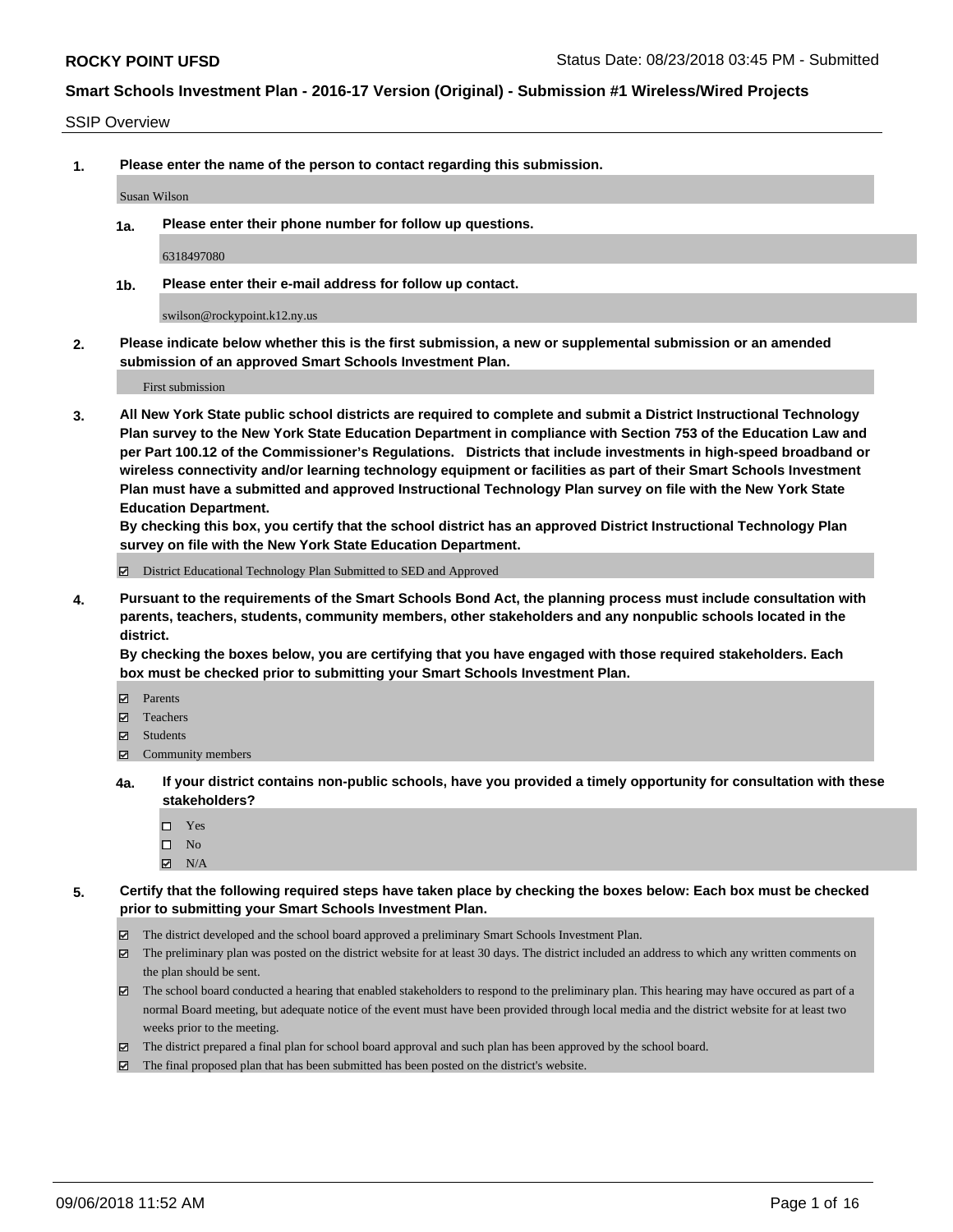SSIP Overview

**1. Please enter the name of the person to contact regarding this submission.**

Susan Wilson

**1a. Please enter their phone number for follow up questions.**

6318497080

**1b. Please enter their e-mail address for follow up contact.**

swilson@rockypoint.k12.ny.us

**2. Please indicate below whether this is the first submission, a new or supplemental submission or an amended submission of an approved Smart Schools Investment Plan.**

First submission

**3. All New York State public school districts are required to complete and submit a District Instructional Technology Plan survey to the New York State Education Department in compliance with Section 753 of the Education Law and per Part 100.12 of the Commissioner's Regulations. Districts that include investments in high-speed broadband or wireless connectivity and/or learning technology equipment or facilities as part of their Smart Schools Investment Plan must have a submitted and approved Instructional Technology Plan survey on file with the New York State Education Department.**
**By checking this box, you certify that the school district has an approved District Instructional Technology Plan survey on file with the New York State Education Department.**

- ☑ District Educational Technology Plan Submitted to SED and Approved

**4. Pursuant to the requirements of the Smart Schools Bond Act, the planning process must include consultation with parents, teachers, students, community members, other stakeholders and any nonpublic schools located in the district.**
**By checking the boxes below, you are certifying that you have engaged with those required stakeholders. Each box must be checked prior to submitting your Smart Schools Investment Plan.**

- ☑ Parents
- ☑ Teachers
- ☑ Students
- ☑ Community members

**4a. If your district contains non-public schools, have you provided a timely opportunity for consultation with these stakeholders?**

- ☐ Yes
- ☐ No
- ☑ N/A

**5. Certify that the following required steps have taken place by checking the boxes below: Each box must be checked prior to submitting your Smart Schools Investment Plan.**

- ☑ The district developed and the school board approved a preliminary Smart Schools Investment Plan.
- ☑ The preliminary plan was posted on the district website for at least 30 days. The district included an address to which any written comments on the plan should be sent.
- ☑ The school board conducted a hearing that enabled stakeholders to respond to the preliminary plan. This hearing may have occured as part of a normal Board meeting, but adequate notice of the event must have been provided through local media and the district website for at least two weeks prior to the meeting.
- ☑ The district prepared a final plan for school board approval and such plan has been approved by the school board.
- ☑ The final proposed plan that has been submitted has been posted on the district's website.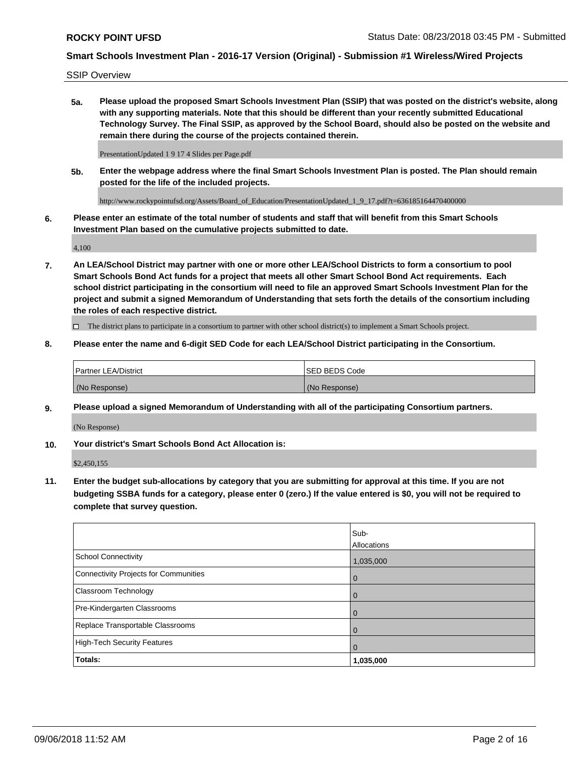SSIP Overview

**5a. Please upload the proposed Smart Schools Investment Plan (SSIP) that was posted on the district's website, along with any supporting materials. Note that this should be different than your recently submitted Educational Technology Survey. The Final SSIP, as approved by the School Board, should also be posted on the website and remain there during the course of the projects contained therein.**

PresentationUpdated 1 9 17 4 Slides per Page.pdf

**5b. Enter the webpage address where the final Smart Schools Investment Plan is posted. The Plan should remain posted for the life of the included projects.**

http://www.rockypointufsd.org/Assets/Board_of_Education/PresentationUpdated_1_9_17.pdf?t=636185164470400000

**6. Please enter an estimate of the total number of students and staff that will benefit from this Smart Schools Investment Plan based on the cumulative projects submitted to date.**

4,100

**7. An LEA/School District may partner with one or more other LEA/School Districts to form a consortium to pool Smart Schools Bond Act funds for a project that meets all other Smart School Bond Act requirements. Each school district participating in the consortium will need to file an approved Smart Schools Investment Plan for the project and submit a signed Memorandum of Understanding that sets forth the details of the consortium including the roles of each respective district.**

☐ The district plans to participate in a consortium to partner with other school district(s) to implement a Smart Schools project.

**8. Please enter the name and 6-digit SED Code for each LEA/School District participating in the Consortium.**

| Partner LEA/District | SED BEDS Code |
|---|---|
| (No Response) | (No Response) |

**9. Please upload a signed Memorandum of Understanding with all of the participating Consortium partners.**

(No Response)

**10. Your district's Smart Schools Bond Act Allocation is:**

$2,450,155

**11. Enter the budget sub-allocations by category that you are submitting for approval at this time. If you are not budgeting SSBA funds for a category, please enter 0 (zero.) If the value entered is $0, you will not be required to complete that survey question.**

| | Sub-Allocations |
|---|---|
| School Connectivity | 1,035,000 |
| Connectivity Projects for Communities | 0 |
| Classroom Technology | 0 |
| Pre-Kindergarten Classrooms | 0 |
| Replace Transportable Classrooms | 0 |
| High-Tech Security Features | 0 |
| **Totals:** | **1,035,000** |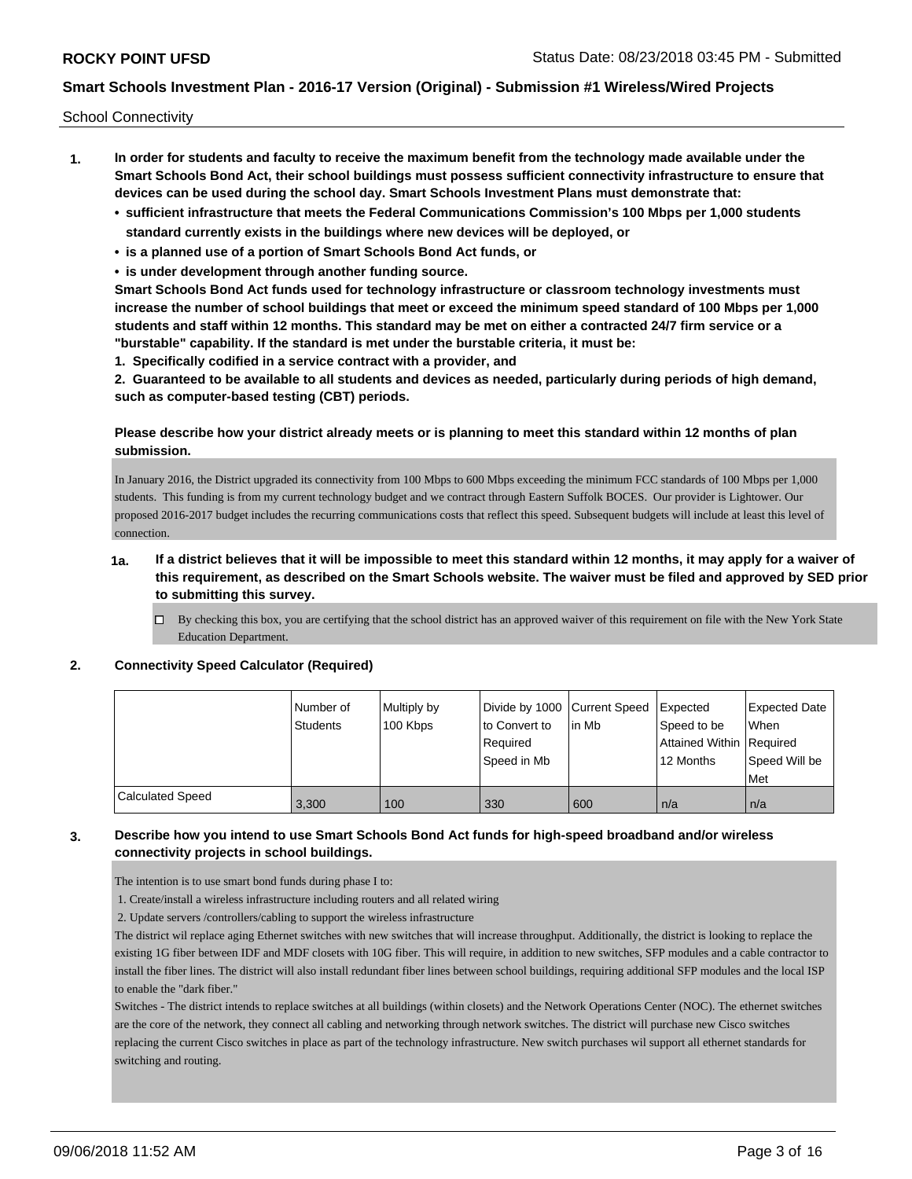School Connectivity

1. **In order for students and faculty to receive the maximum benefit from the technology made available under the Smart Schools Bond Act, their school buildings must possess sufficient connectivity infrastructure to ensure that devices can be used during the school day. Smart Schools Investment Plans must demonstrate that:**
   - **sufficient infrastructure that meets the Federal Communications Commission's 100 Mbps per 1,000 students standard currently exists in the buildings where new devices will be deployed, or**
   - **is a planned use of a portion of Smart Schools Bond Act funds, or**
   - **is under development through another funding source.**

   **Smart Schools Bond Act funds used for technology infrastructure or classroom technology investments must increase the number of school buildings that meet or exceed the minimum speed standard of 100 Mbps per 1,000 students and staff within 12 months. This standard may be met on either a contracted 24/7 firm service or a "burstable" capability. If the standard is met under the burstable criteria, it must be:**

   **1. Specifically codified in a service contract with a provider, and**

   **2. Guaranteed to be available to all students and devices as needed, particularly during periods of high demand, such as computer-based testing (CBT) periods.**

   **Please describe how your district already meets or is planning to meet this standard within 12 months of plan submission.**

   In January 2016, the District upgraded its connectivity from 100 Mbps to 600 Mbps exceeding the minimum FCC standards of 100 Mbps per 1,000 students. This funding is from my current technology budget and we contract through Eastern Suffolk BOCES. Our provider is Lightower. Our proposed 2016-2017 budget includes the recurring communications costs that reflect this speed. Subsequent budgets will include at least this level of connection.

   **1a. If a district believes that it will be impossible to meet this standard within 12 months, it may apply for a waiver of this requirement, as described on the Smart Schools website. The waiver must be filed and approved by SED prior to submitting this survey.**

   ☐ By checking this box, you are certifying that the school district has an approved waiver of this requirement on file with the New York State Education Department.

2. **Connectivity Speed Calculator (Required)**

| | Number of Students | Multiply by 100 Kbps | Divide by 1000 to Convert to Required Speed in Mb | Current Speed in Mb | Expected Speed to be Attained Within 12 Months | Expected Date When Required Speed Will be Met |
|---|---|---|---|---|---|---|
| Calculated Speed | 3,300 | 100 | 330 | 600 | n/a | n/a |

3. **Describe how you intend to use Smart Schools Bond Act funds for high-speed broadband and/or wireless connectivity projects in school buildings.**

   The intention is to use smart bond funds during phase I to:

   1. Create/install a wireless infrastructure including routers and all related wiring
   2. Update servers /controllers/cabling to support the wireless infrastructure

   The district wil replace aging Ethernet switches with new switches that will increase throughput. Additionally, the district is looking to replace the existing 1G fiber between IDF and MDF closets with 10G fiber. This will require, in addition to new switches, SFP modules and a cable contractor to install the fiber lines. The district will also install redundant fiber lines between school buildings, requiring additional SFP modules and the local ISP to enable the "dark fiber."

   Switches - The district intends to replace switches at all buildings (within closets) and the Network Operations Center (NOC). The ethernet switches are the core of the network, they connect all cabling and networking through network switches. The district will purchase new Cisco switches replacing the current Cisco switches in place as part of the technology infrastructure. New switch purchases wil support all ethernet standards for switching and routing.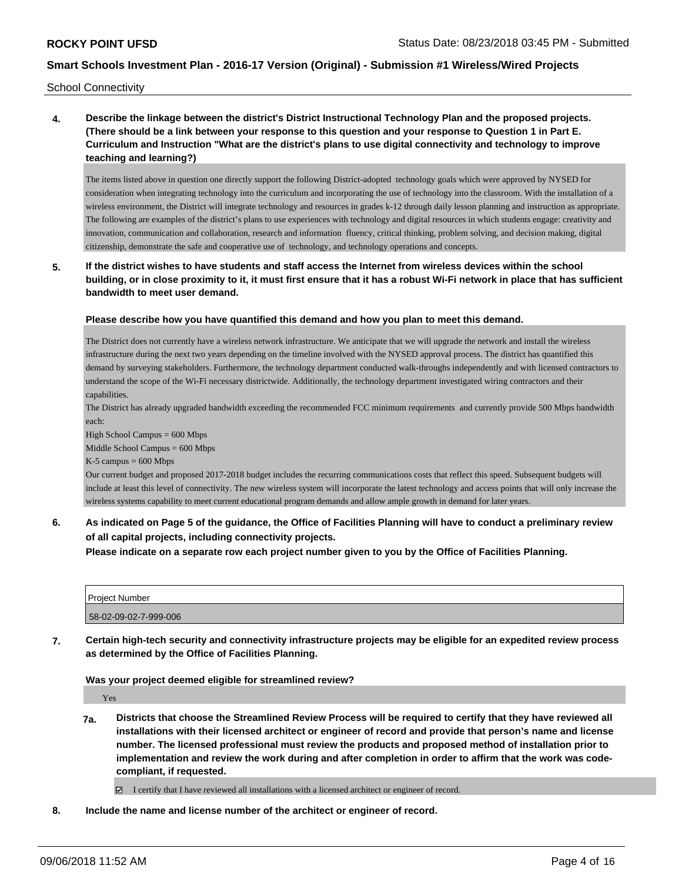School Connectivity

**4. Describe the linkage between the district's District Instructional Technology Plan and the proposed projects. (There should be a link between your response to this question and your response to Question 1 in Part E. Curriculum and Instruction "What are the district's plans to use digital connectivity and technology to improve teaching and learning?)**

The items listed above in question one directly support the following District-adopted technology goals which were approved by NYSED for consideration when integrating technology into the curriculum and incorporating the use of technology into the classroom. With the installation of a wireless environment, the District will integrate technology and resources in grades k-12 through daily lesson planning and instruction as appropriate. The following are examples of the district's plans to use experiences with technology and digital resources in which students engage: creativity and innovation, communication and collaboration, research and information fluency, critical thinking, problem solving, and decision making, digital citizenship, demonstrate the safe and cooperative use of technology, and technology operations and concepts.

**5. If the district wishes to have students and staff access the Internet from wireless devices within the school building, or in close proximity to it, it must first ensure that it has a robust Wi-Fi network in place that has sufficient bandwidth to meet user demand.**

**Please describe how you have quantified this demand and how you plan to meet this demand.**

The District does not currently have a wireless network infrastructure. We anticipate that we will upgrade the network and install the wireless infrastructure during the next two years depending on the timeline involved with the NYSED approval process. The district has quantified this demand by surveying stakeholders. Furthermore, the technology department conducted walk-throughs independently and with licensed contractors to understand the scope of the Wi-Fi necessary districtwide. Additionally, the technology department investigated wiring contractors and their capabilities.

The District has already upgraded bandwidth exceeding the recommended FCC minimum requirements and currently provide 500 Mbps bandwidth each:

High School Campus = 600 Mbps

Middle School Campus = 600 Mbps

K-5 campus = 600 Mbps

Our current budget and proposed 2017-2018 budget includes the recurring communications costs that reflect this speed. Subsequent budgets will include at least this level of connectivity. The new wireless system will incorporate the latest technology and access points that will only increase the wireless systems capability to meet current educational program demands and allow ample growth in demand for later years.

**6. As indicated on Page 5 of the guidance, the Office of Facilities Planning will have to conduct a preliminary review of all capital projects, including connectivity projects.**
**Please indicate on a separate row each project number given to you by the Office of Facilities Planning.**

| Project Number |
| --- |
| 58-02-09-02-7-999-006 |

**7. Certain high-tech security and connectivity infrastructure projects may be eligible for an expedited review process as determined by the Office of Facilities Planning.**

**Was your project deemed eligible for streamlined review?**

Yes

**7a. Districts that choose the Streamlined Review Process will be required to certify that they have reviewed all installations with their licensed architect or engineer of record and provide that person's name and license number. The licensed professional must review the products and proposed method of installation prior to implementation and review the work during and after completion in order to affirm that the work was code-compliant, if requested.**

☑ I certify that I have reviewed all installations with a licensed architect or engineer of record.

**8. Include the name and license number of the architect or engineer of record.**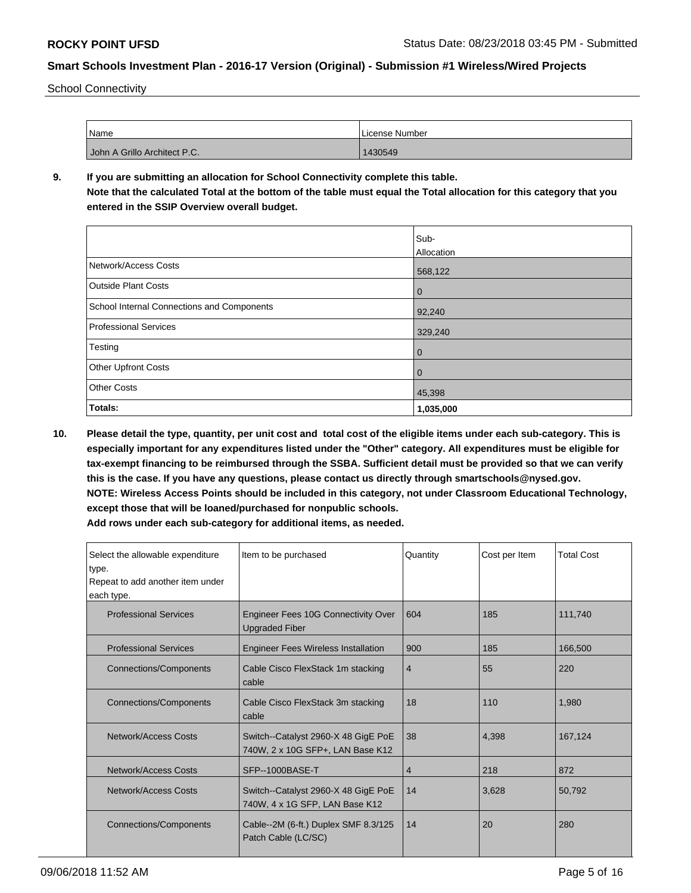School Connectivity

| Name | License Number |
| --- | --- |
| John A Grillo Architect P.C. | 1430549 |

**9. If you are submitting an allocation for School Connectivity complete this table. Note that the calculated Total at the bottom of the table must equal the Total allocation for this category that you entered in the SSIP Overview overall budget.**

| | Sub-Allocation |
| --- | --- |
| Network/Access Costs | 568,122 |
| Outside Plant Costs | 0 |
| School Internal Connections and Components | 92,240 |
| Professional Services | 329,240 |
| Testing | 0 |
| Other Upfront Costs | 0 |
| Other Costs | 45,398 |
| **Totals:** | **1,035,000** |

**10. Please detail the type, quantity, per unit cost and total cost of the eligible items under each sub-category. This is especially important for any expenditures listed under the "Other" category. All expenditures must be eligible for tax-exempt financing to be reimbursed through the SSBA. Sufficient detail must be provided so that we can verify this is the case. If you have any questions, please contact us directly through smartschools@nysed.gov. NOTE: Wireless Access Points should be included in this category, not under Classroom Educational Technology, except those that will be loaned/purchased for nonpublic schools. Add rows under each sub-category for additional items, as needed.**

| Select the allowable expenditure type. Repeat to add another item under each type. | Item to be purchased | Quantity | Cost per Item | Total Cost |
| --- | --- | --- | --- | --- |
| Professional Services | Engineer Fees 10G Connectivity Over Upgraded Fiber | 604 | 185 | 111,740 |
| Professional Services | Engineer Fees Wireless Installation | 900 | 185 | 166,500 |
| Connections/Components | Cable Cisco FlexStack 1m stacking cable | 4 | 55 | 220 |
| Connections/Components | Cable Cisco FlexStack 3m stacking cable | 18 | 110 | 1,980 |
| Network/Access Costs | Switch--Catalyst 2960-X 48 GigE PoE 740W, 2 x 10G SFP+, LAN Base K12 | 38 | 4,398 | 167,124 |
| Network/Access Costs | SFP--1000BASE-T | 4 | 218 | 872 |
| Network/Access Costs | Switch--Catalyst 2960-X 48 GigE PoE 740W, 4 x 1G SFP, LAN Base K12 | 14 | 3,628 | 50,792 |
| Connections/Components | Cable--2M (6-ft.) Duplex SMF 8.3/125 Patch Cable (LC/SC) | 14 | 20 | 280 |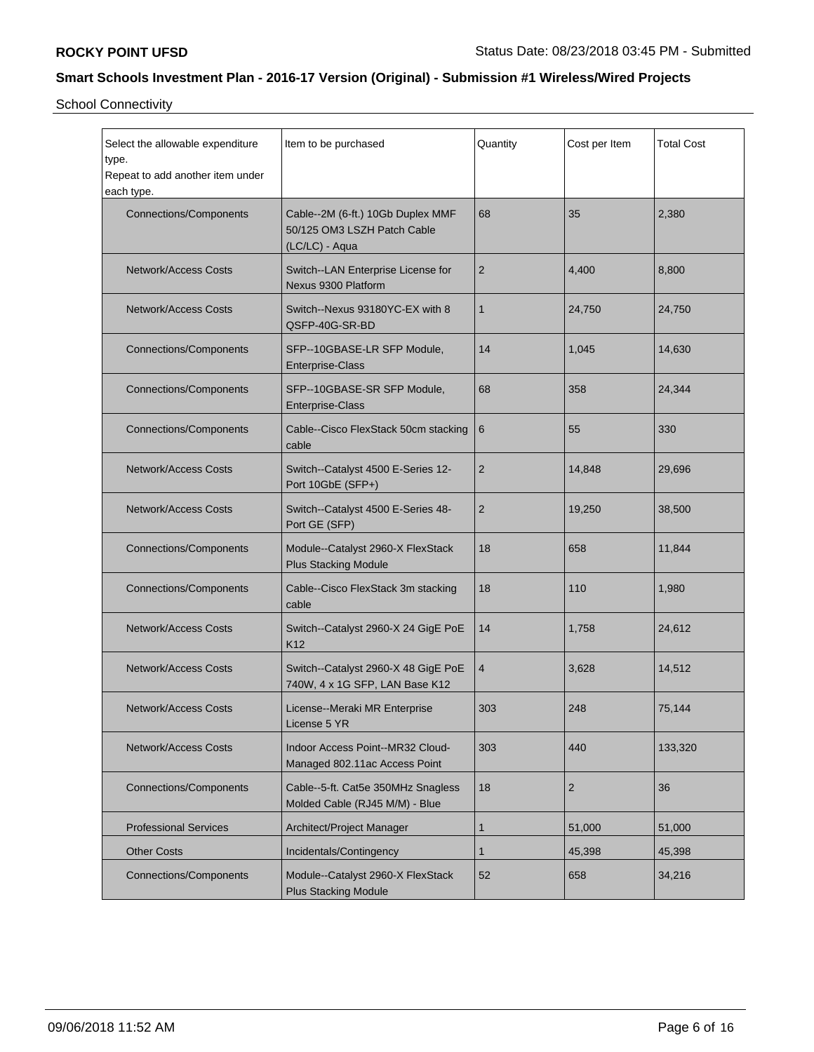## School Connectivity

| Select the allowable expenditure type. Repeat to add another item under each type. | Item to be purchased | Quantity | Cost per Item | Total Cost |
|---|---|---|---|---|
| Connections/Components | Cable--2M (6-ft.) 10Gb Duplex MMF 50/125 OM3 LSZH Patch Cable (LC/LC) - Aqua | 68 | 35 | 2,380 |
| Network/Access Costs | Switch--LAN Enterprise License for Nexus 9300 Platform | 2 | 4,400 | 8,800 |
| Network/Access Costs | Switch--Nexus 93180YC-EX with 8 QSFP-40G-SR-BD | 1 | 24,750 | 24,750 |
| Connections/Components | SFP--10GBASE-LR SFP Module, Enterprise-Class | 14 | 1,045 | 14,630 |
| Connections/Components | SFP--10GBASE-SR SFP Module, Enterprise-Class | 68 | 358 | 24,344 |
| Connections/Components | Cable--Cisco FlexStack 50cm stacking cable | 6 | 55 | 330 |
| Network/Access Costs | Switch--Catalyst 4500 E-Series 12-Port 10GbE (SFP+) | 2 | 14,848 | 29,696 |
| Network/Access Costs | Switch--Catalyst 4500 E-Series 48-Port GE (SFP) | 2 | 19,250 | 38,500 |
| Connections/Components | Module--Catalyst 2960-X FlexStack Plus Stacking Module | 18 | 658 | 11,844 |
| Connections/Components | Cable--Cisco FlexStack 3m stacking cable | 18 | 110 | 1,980 |
| Network/Access Costs | Switch--Catalyst 2960-X 24 GigE PoE K12 | 14 | 1,758 | 24,612 |
| Network/Access Costs | Switch--Catalyst 2960-X 48 GigE PoE 740W, 4 x 1G SFP, LAN Base K12 | 4 | 3,628 | 14,512 |
| Network/Access Costs | License--Meraki MR Enterprise License 5 YR | 303 | 248 | 75,144 |
| Network/Access Costs | Indoor Access Point--MR32 Cloud-Managed 802.11ac Access Point | 303 | 440 | 133,320 |
| Connections/Components | Cable--5-ft. Cat5e 350MHz Snagless Molded Cable (RJ45 M/M) - Blue | 18 | 2 | 36 |
| Professional Services | Architect/Project Manager | 1 | 51,000 | 51,000 |
| Other Costs | Incidentals/Contingency | 1 | 45,398 | 45,398 |
| Connections/Components | Module--Catalyst 2960-X FlexStack Plus Stacking Module | 52 | 658 | 34,216 |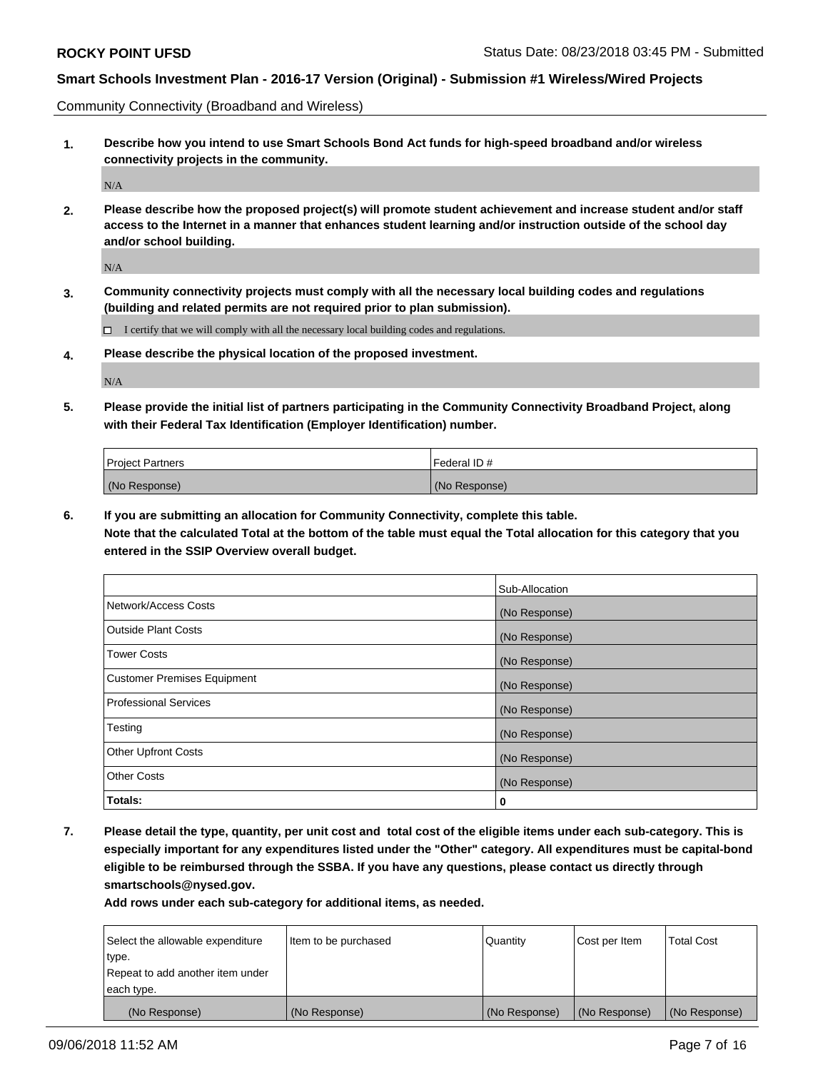Community Connectivity (Broadband and Wireless)

**1. Describe how you intend to use Smart Schools Bond Act funds for high-speed broadband and/or wireless connectivity projects in the community.**

N/A

**2. Please describe how the proposed project(s) will promote student achievement and increase student and/or staff access to the Internet in a manner that enhances student learning and/or instruction outside of the school day and/or school building.**

N/A

**3. Community connectivity projects must comply with all the necessary local building codes and regulations (building and related permits are not required prior to plan submission).**

☐ I certify that we will comply with all the necessary local building codes and regulations.

**4. Please describe the physical location of the proposed investment.**

N/A

**5. Please provide the initial list of partners participating in the Community Connectivity Broadband Project, along with their Federal Tax Identification (Employer Identification) number.**

| Project Partners | Federal ID # |
|---|---|
| (No Response) | (No Response) |

**6. If you are submitting an allocation for Community Connectivity, complete this table.**
**Note that the calculated Total at the bottom of the table must equal the Total allocation for this category that you entered in the SSIP Overview overall budget.**

| | Sub-Allocation |
|---|---|
| Network/Access Costs | (No Response) |
| Outside Plant Costs | (No Response) |
| Tower Costs | (No Response) |
| Customer Premises Equipment | (No Response) |
| Professional Services | (No Response) |
| Testing | (No Response) |
| Other Upfront Costs | (No Response) |
| Other Costs | (No Response) |
| **Totals:** | **0** |

**7. Please detail the type, quantity, per unit cost and total cost of the eligible items under each sub-category. This is especially important for any expenditures listed under the "Other" category. All expenditures must be capital-bond eligible to be reimbursed through the SSBA. If you have any questions, please contact us directly through smartschools@nysed.gov.**
**Add rows under each sub-category for additional items, as needed.**

| Select the allowable expenditure type. Repeat to add another item under each type. | Item to be purchased | Quantity | Cost per Item | Total Cost |
|---|---|---|---|---|
| (No Response) | (No Response) | (No Response) | (No Response) | (No Response) |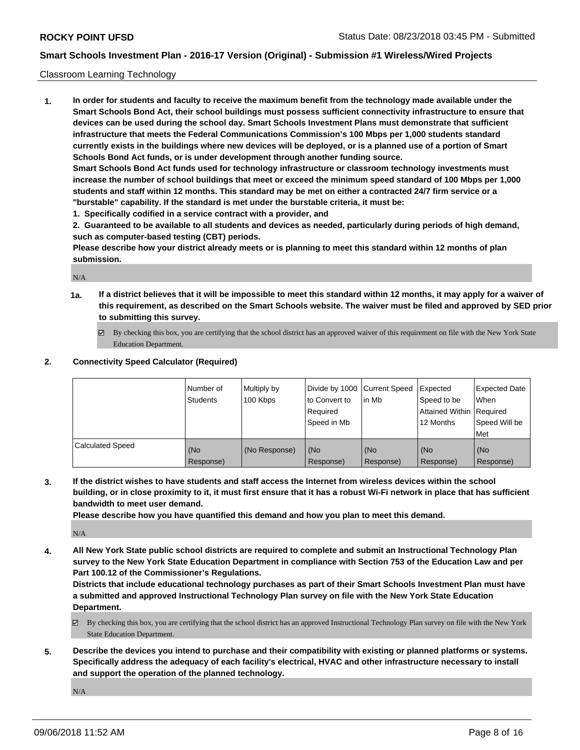Classroom Learning Technology

**1. In order for students and faculty to receive the maximum benefit from the technology made available under the Smart Schools Bond Act, their school buildings must possess sufficient connectivity infrastructure to ensure that devices can be used during the school day. Smart Schools Investment Plans must demonstrate that sufficient infrastructure that meets the Federal Communications Commission's 100 Mbps per 1,000 students standard currently exists in the buildings where new devices will be deployed, or is a planned use of a portion of Smart Schools Bond Act funds, or is under development through another funding source.**

**Smart Schools Bond Act funds used for technology infrastructure or classroom technology investments must increase the number of school buildings that meet or exceed the minimum speed standard of 100 Mbps per 1,000 students and staff within 12 months. This standard may be met on either a contracted 24/7 firm service or a "burstable" capability. If the standard is met under the burstable criteria, it must be:**

**1. Specifically codified in a service contract with a provider, and**

**2. Guaranteed to be available to all students and devices as needed, particularly during periods of high demand, such as computer-based testing (CBT) periods.**

**Please describe how your district already meets or is planning to meet this standard within 12 months of plan submission.**

N/A

**1a. If a district believes that it will be impossible to meet this standard within 12 months, it may apply for a waiver of this requirement, as described on the Smart Schools website. The waiver must be filed and approved by SED prior to submitting this survey.**

☑ By checking this box, you are certifying that the school district has an approved waiver of this requirement on file with the New York State Education Department.

**2. Connectivity Speed Calculator (Required)**

| | Number of Students | Multiply by 100 Kbps | Divide by 1000 to Convert to Required Speed in Mb | Current Speed in Mb | Expected Speed to be Attained Within 12 Months | Expected Date When Required Speed Will be Met |
|---|---|---|---|---|---|---|
| Calculated Speed | (No Response) | (No Response) | (No Response) | (No Response) | (No Response) | (No Response) |

**3. If the district wishes to have students and staff access the Internet from wireless devices within the school building, or in close proximity to it, it must first ensure that it has a robust Wi-Fi network in place that has sufficient bandwidth to meet user demand.**

**Please describe how you have quantified this demand and how you plan to meet this demand.**

N/A

**4. All New York State public school districts are required to complete and submit an Instructional Technology Plan survey to the New York State Education Department in compliance with Section 753 of the Education Law and per Part 100.12 of the Commissioner's Regulations.**

**Districts that include educational technology purchases as part of their Smart Schools Investment Plan must have a submitted and approved Instructional Technology Plan survey on file with the New York State Education Department.**

☑ By checking this box, you are certifying that the school district has an approved Instructional Technology Plan survey on file with the New York State Education Department.

**5. Describe the devices you intend to purchase and their compatibility with existing or planned platforms or systems. Specifically address the adequacy of each facility's electrical, HVAC and other infrastructure necessary to install and support the operation of the planned technology.**

N/A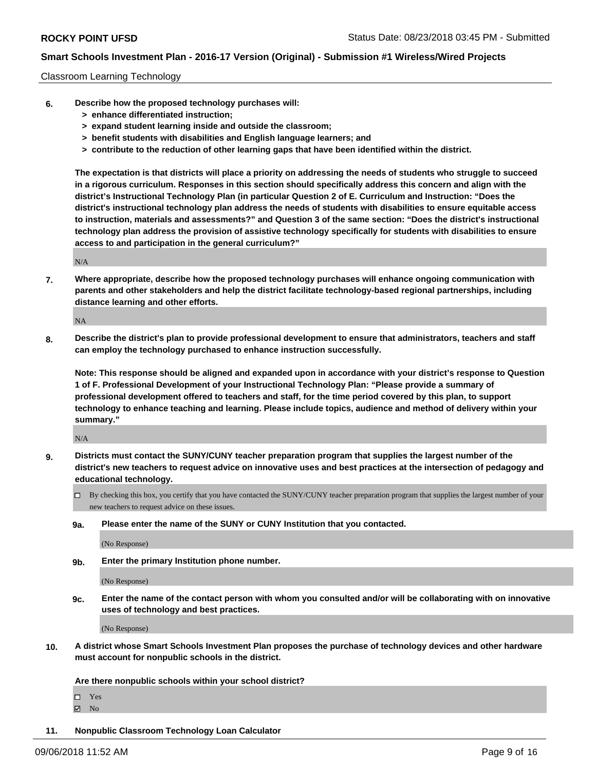Classroom Learning Technology

**6. Describe how the proposed technology purchases will:**
- **> enhance differentiated instruction;**
- **> expand student learning inside and outside the classroom;**
- **> benefit students with disabilities and English language learners; and**
- **> contribute to the reduction of other learning gaps that have been identified within the district.**

**The expectation is that districts will place a priority on addressing the needs of students who struggle to succeed in a rigorous curriculum. Responses in this section should specifically address this concern and align with the district's Instructional Technology Plan (in particular Question 2 of E. Curriculum and Instruction: "Does the district's instructional technology plan address the needs of students with disabilities to ensure equitable access to instruction, materials and assessments?" and Question 3 of the same section: "Does the district's instructional technology plan address the provision of assistive technology specifically for students with disabilities to ensure access to and participation in the general curriculum?"**

N/A

**7. Where appropriate, describe how the proposed technology purchases will enhance ongoing communication with parents and other stakeholders and help the district facilitate technology-based regional partnerships, including distance learning and other efforts.**

NA

**8. Describe the district's plan to provide professional development to ensure that administrators, teachers and staff can employ the technology purchased to enhance instruction successfully.**

**Note: This response should be aligned and expanded upon in accordance with your district's response to Question 1 of F. Professional Development of your Instructional Technology Plan: "Please provide a summary of professional development offered to teachers and staff, for the time period covered by this plan, to support technology to enhance teaching and learning. Please include topics, audience and method of delivery within your summary."**

N/A

**9. Districts must contact the SUNY/CUNY teacher preparation program that supplies the largest number of the district's new teachers to request advice on innovative uses and best practices at the intersection of pedagogy and educational technology.**

☐ By checking this box, you certify that you have contacted the SUNY/CUNY teacher preparation program that supplies the largest number of your new teachers to request advice on these issues.

**9a. Please enter the name of the SUNY or CUNY Institution that you contacted.**

(No Response)

**9b. Enter the primary Institution phone number.**

(No Response)

**9c. Enter the name of the contact person with whom you consulted and/or will be collaborating with on innovative uses of technology and best practices.**

(No Response)

**10. A district whose Smart Schools Investment Plan proposes the purchase of technology devices and other hardware must account for nonpublic schools in the district.**

**Are there nonpublic schools within your school district?**

☐ Yes
☑ No

**11. Nonpublic Classroom Technology Loan Calculator**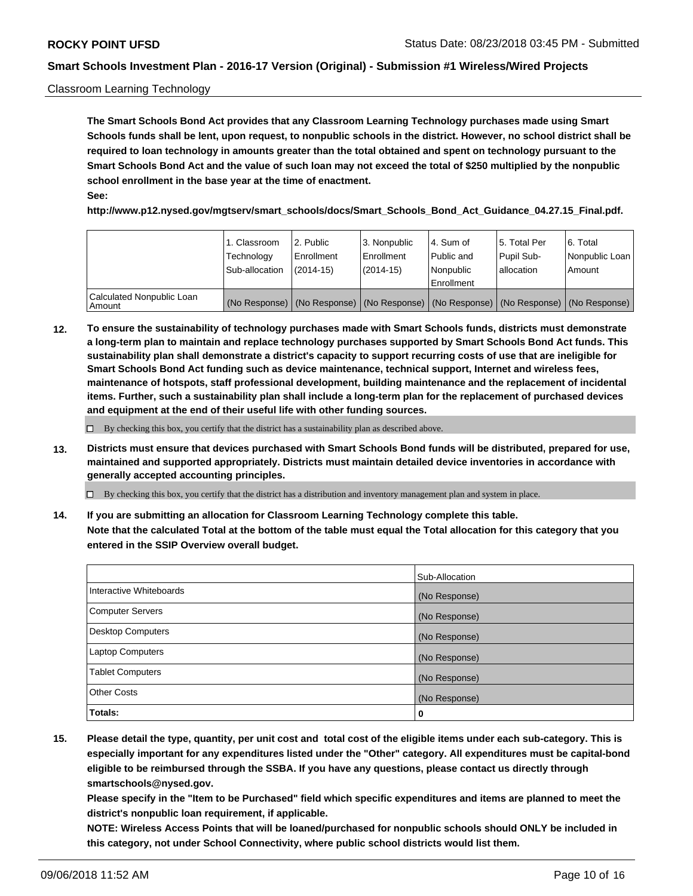Classroom Learning Technology

**The Smart Schools Bond Act provides that any Classroom Learning Technology purchases made using Smart Schools funds shall be lent, upon request, to nonpublic schools in the district. However, no school district shall be required to loan technology in amounts greater than the total obtained and spent on technology pursuant to the Smart Schools Bond Act and the value of such loan may not exceed the total of $250 multiplied by the nonpublic school enrollment in the base year at the time of enactment.**
**See:**
**http://www.p12.nysed.gov/mgtserv/smart_schools/docs/Smart_Schools_Bond_Act_Guidance_04.27.15_Final.pdf.**

| | 1. Classroom Technology Sub-allocation | 2. Public Enrollment (2014-15) | 3. Nonpublic Enrollment (2014-15) | 4. Sum of Public and Nonpublic Enrollment | 5. Total Per Pupil Sub-allocation | 6. Total Nonpublic Loan Amount |
|---|---|---|---|---|---|---|
| Calculated Nonpublic Loan Amount | (No Response) | (No Response) | (No Response) | (No Response) | (No Response) | (No Response) |

**12. To ensure the sustainability of technology purchases made with Smart Schools funds, districts must demonstrate a long-term plan to maintain and replace technology purchases supported by Smart Schools Bond Act funds. This sustainability plan shall demonstrate a district's capacity to support recurring costs of use that are ineligible for Smart Schools Bond Act funding such as device maintenance, technical support, Internet and wireless fees, maintenance of hotspots, staff professional development, building maintenance and the replacement of incidental items. Further, such a sustainability plan shall include a long-term plan for the replacement of purchased devices and equipment at the end of their useful life with other funding sources.**

☐ By checking this box, you certify that the district has a sustainability plan as described above.

**13. Districts must ensure that devices purchased with Smart Schools Bond funds will be distributed, prepared for use, maintained and supported appropriately. Districts must maintain detailed device inventories in accordance with generally accepted accounting principles.**

☐ By checking this box, you certify that the district has a distribution and inventory management plan and system in place.

**14. If you are submitting an allocation for Classroom Learning Technology complete this table.**
**Note that the calculated Total at the bottom of the table must equal the Total allocation for this category that you entered in the SSIP Overview overall budget.**

| | Sub-Allocation |
|---|---|
| Interactive Whiteboards | (No Response) |
| Computer Servers | (No Response) |
| Desktop Computers | (No Response) |
| Laptop Computers | (No Response) |
| Tablet Computers | (No Response) |
| Other Costs | (No Response) |
| **Totals:** | **0** |

**15. Please detail the type, quantity, per unit cost and total cost of the eligible items under each sub-category. This is especially important for any expenditures listed under the "Other" category. All expenditures must be capital-bond eligible to be reimbursed through the SSBA. If you have any questions, please contact us directly through smartschools@nysed.gov.**
**Please specify in the "Item to be Purchased" field which specific expenditures and items are planned to meet the district's nonpublic loan requirement, if applicable.**
**NOTE: Wireless Access Points that will be loaned/purchased for nonpublic schools should ONLY be included in this category, not under School Connectivity, where public school districts would list them.**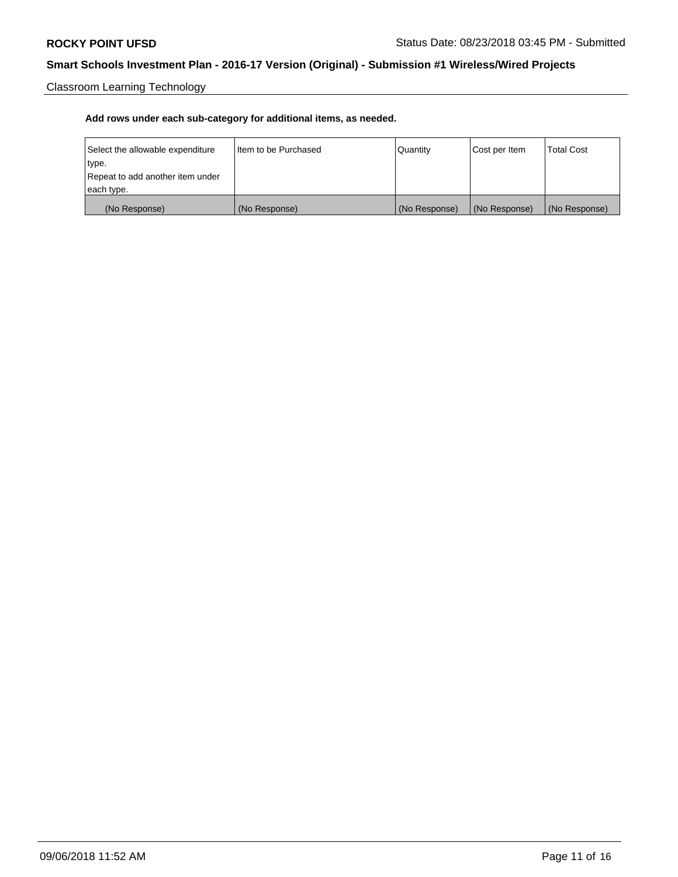Classroom Learning Technology

**Add rows under each sub-category for additional items, as needed.**

| Select the allowable expenditure type. Repeat to add another item under each type. | Item to be Purchased | Quantity | Cost per Item | Total Cost |
|---|---|---|---|---|
| (No Response) | (No Response) | (No Response) | (No Response) | (No Response) |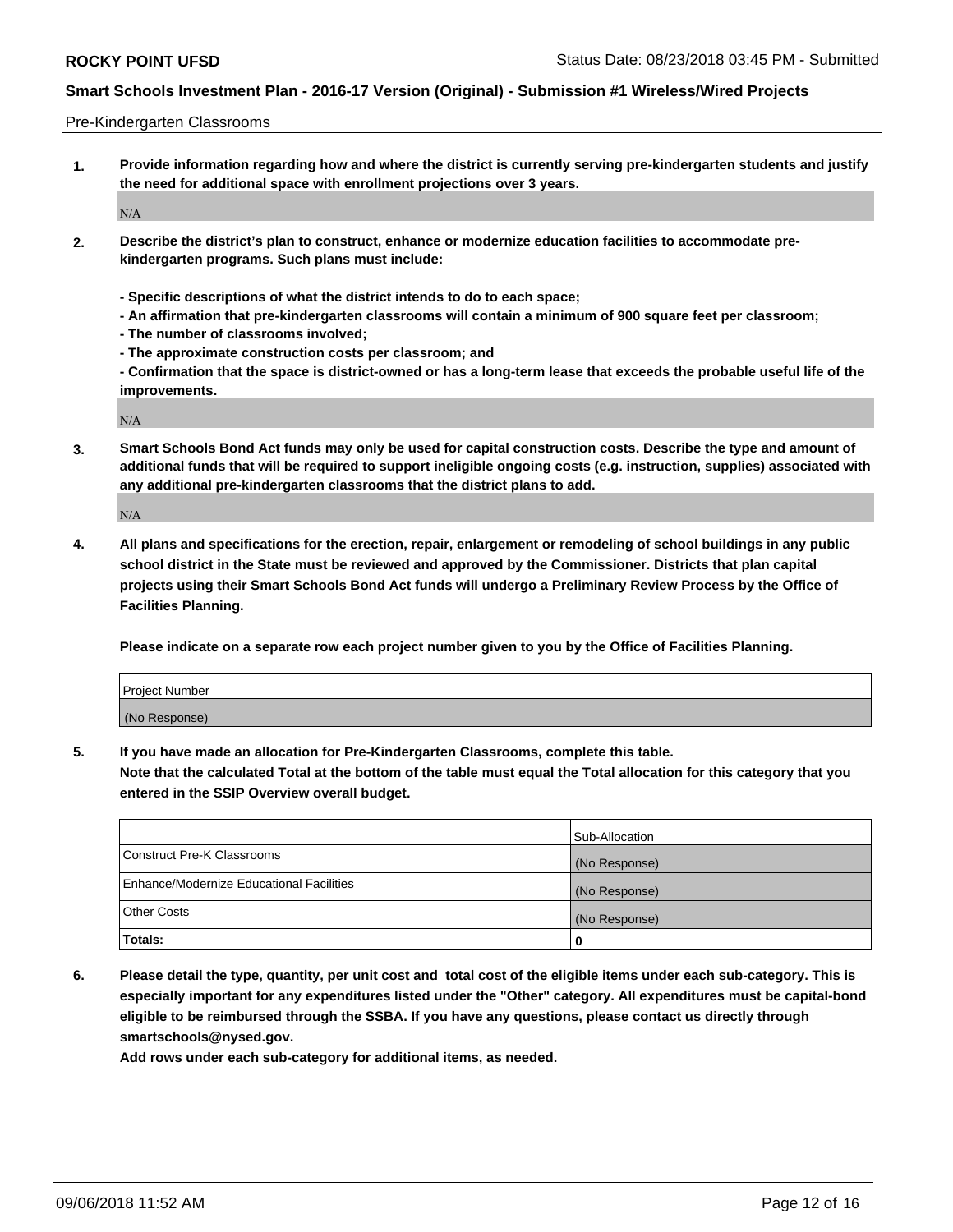Pre-Kindergarten Classrooms

1. **Provide information regarding how and where the district is currently serving pre-kindergarten students and justify the need for additional space with enrollment projections over 3 years.**

   N/A

2. **Describe the district's plan to construct, enhance or modernize education facilities to accommodate pre-kindergarten programs. Such plans must include:**

   **- Specific descriptions of what the district intends to do to each space;**
   **- An affirmation that pre-kindergarten classrooms will contain a minimum of 900 square feet per classroom;**
   **- The number of classrooms involved;**
   **- The approximate construction costs per classroom; and**
   **- Confirmation that the space is district-owned or has a long-term lease that exceeds the probable useful life of the improvements.**

   N/A

3. **Smart Schools Bond Act funds may only be used for capital construction costs. Describe the type and amount of additional funds that will be required to support ineligible ongoing costs (e.g. instruction, supplies) associated with any additional pre-kindergarten classrooms that the district plans to add.**

   N/A

4. **All plans and specifications for the erection, repair, enlargement or remodeling of school buildings in any public school district in the State must be reviewed and approved by the Commissioner. Districts that plan capital projects using their Smart Schools Bond Act funds will undergo a Preliminary Review Process by the Office of Facilities Planning.**

   **Please indicate on a separate row each project number given to you by the Office of Facilities Planning.**

| Project Number |
|---|
| (No Response) |

5. **If you have made an allocation for Pre-Kindergarten Classrooms, complete this table.**
   **Note that the calculated Total at the bottom of the table must equal the Total allocation for this category that you entered in the SSIP Overview overall budget.**

| | Sub-Allocation |
|---|---|
| Construct Pre-K Classrooms | (No Response) |
| Enhance/Modernize Educational Facilities | (No Response) |
| Other Costs | (No Response) |
| **Totals:** | **0** |

6. **Please detail the type, quantity, per unit cost and total cost of the eligible items under each sub-category. This is especially important for any expenditures listed under the "Other" category. All expenditures must be capital-bond eligible to be reimbursed through the SSBA. If you have any questions, please contact us directly through smartschools@nysed.gov.**
   **Add rows under each sub-category for additional items, as needed.**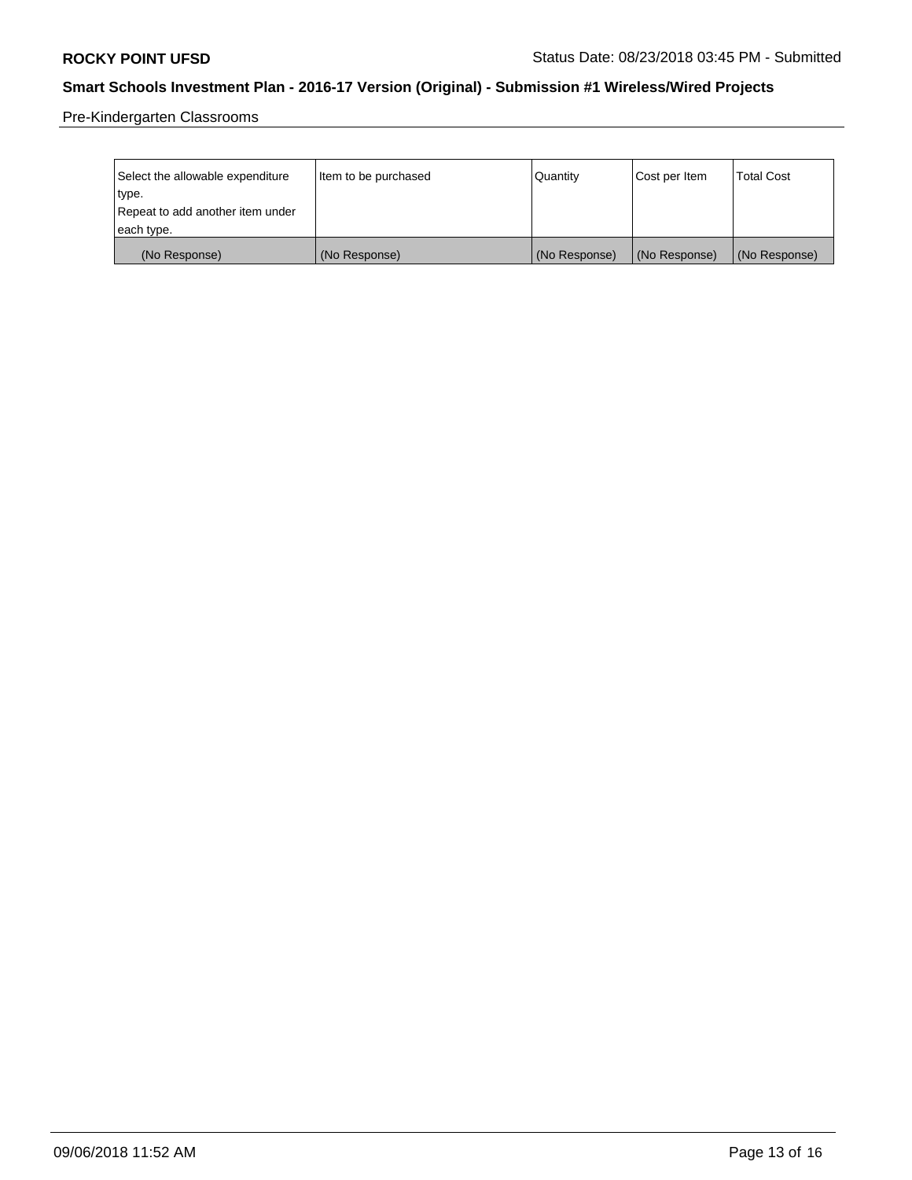Pre-Kindergarten Classrooms

| Select the allowable expenditure type.<br>Repeat to add another item under each type. | Item to be purchased | Quantity | Cost per Item | Total Cost |
|---|---|---|---|---|
| (No Response) | (No Response) | (No Response) | (No Response) | (No Response) |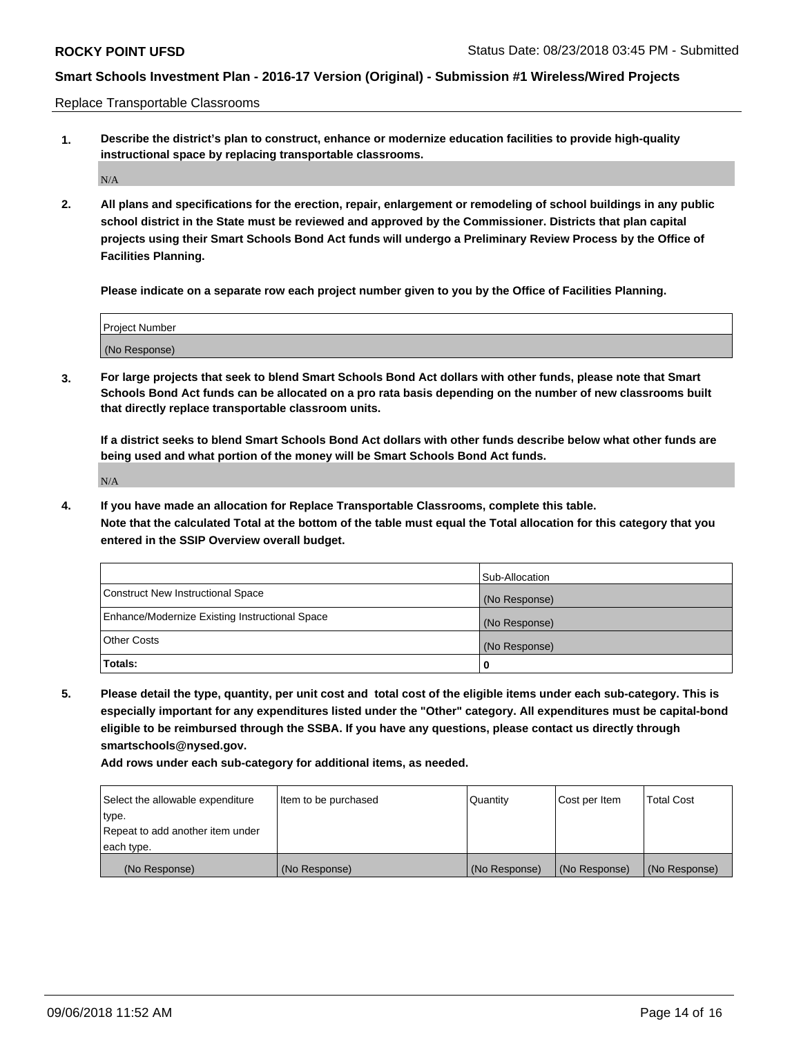Replace Transportable Classrooms

**1. Describe the district's plan to construct, enhance or modernize education facilities to provide high-quality instructional space by replacing transportable classrooms.**

N/A

**2. All plans and specifications for the erection, repair, enlargement or remodeling of school buildings in any public school district in the State must be reviewed and approved by the Commissioner. Districts that plan capital projects using their Smart Schools Bond Act funds will undergo a Preliminary Review Process by the Office of Facilities Planning.**

**Please indicate on a separate row each project number given to you by the Office of Facilities Planning.**

| Project Number |
| --- |
| (No Response) |

**3. For large projects that seek to blend Smart Schools Bond Act dollars with other funds, please note that Smart Schools Bond Act funds can be allocated on a pro rata basis depending on the number of new classrooms built that directly replace transportable classroom units.**

**If a district seeks to blend Smart Schools Bond Act dollars with other funds describe below what other funds are being used and what portion of the money will be Smart Schools Bond Act funds.**

N/A

**4. If you have made an allocation for Replace Transportable Classrooms, complete this table. Note that the calculated Total at the bottom of the table must equal the Total allocation for this category that you entered in the SSIP Overview overall budget.**

| | Sub-Allocation |
| --- | --- |
| Construct New Instructional Space | (No Response) |
| Enhance/Modernize Existing Instructional Space | (No Response) |
| Other Costs | (No Response) |
| **Totals:** | **0** |

**5. Please detail the type, quantity, per unit cost and total cost of the eligible items under each sub-category. This is especially important for any expenditures listed under the "Other" category. All expenditures must be capital-bond eligible to be reimbursed through the SSBA. If you have any questions, please contact us directly through smartschools@nysed.gov.**

**Add rows under each sub-category for additional items, as needed.**

| Select the allowable expenditure type. Repeat to add another item under each type. | Item to be purchased | Quantity | Cost per Item | Total Cost |
| --- | --- | --- | --- | --- |
| (No Response) | (No Response) | (No Response) | (No Response) | (No Response) |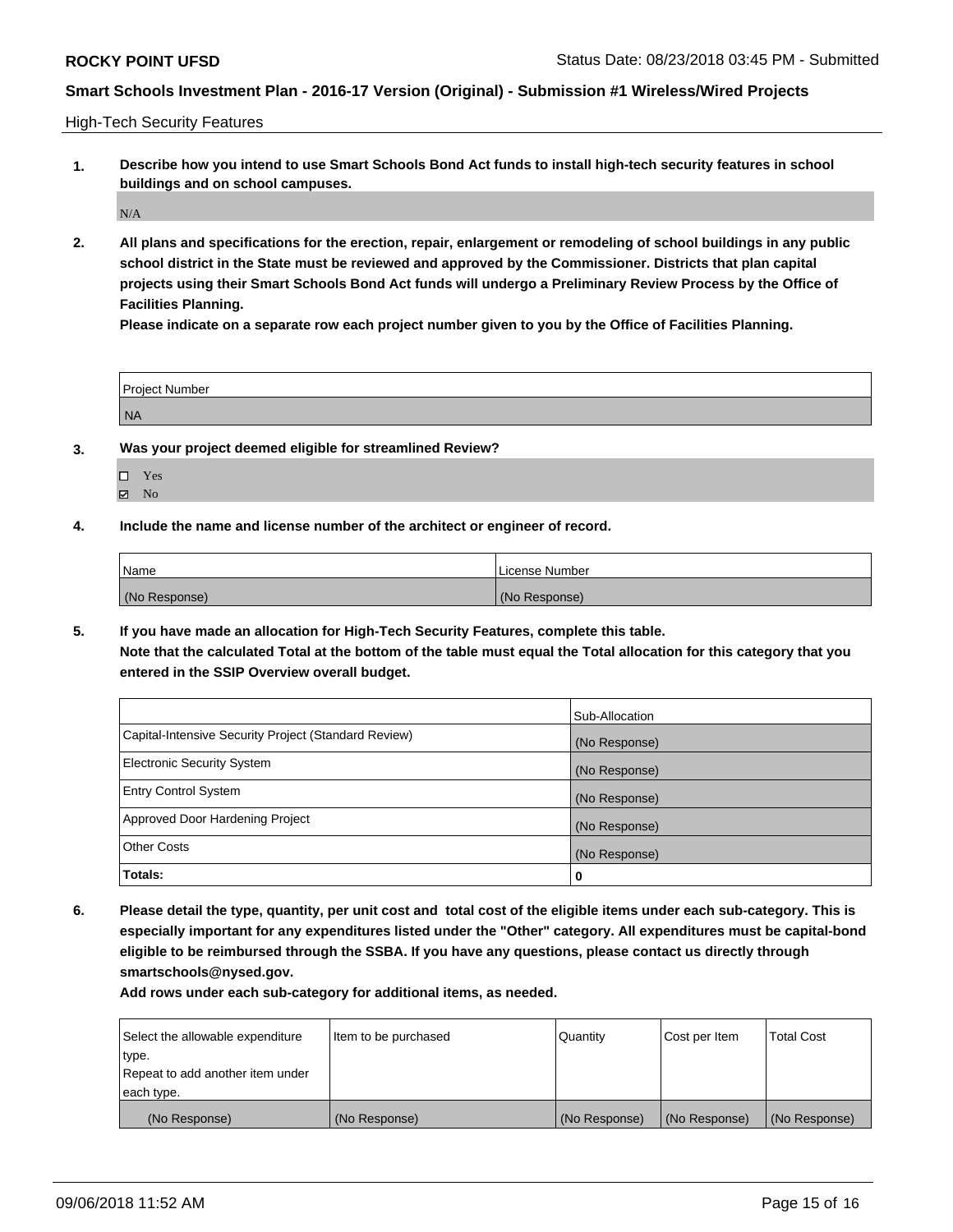High-Tech Security Features

**1. Describe how you intend to use Smart Schools Bond Act funds to install high-tech security features in school buildings and on school campuses.**

N/A

**2. All plans and specifications for the erection, repair, enlargement or remodeling of school buildings in any public school district in the State must be reviewed and approved by the Commissioner. Districts that plan capital projects using their Smart Schools Bond Act funds will undergo a Preliminary Review Process by the Office of Facilities Planning.**

**Please indicate on a separate row each project number given to you by the Office of Facilities Planning.**

| Project Number |
|---|
| NA |

**3. Was your project deemed eligible for streamlined Review?**

- ☐ Yes
- ☑ No

**4. Include the name and license number of the architect or engineer of record.**

| Name | License Number |
|---|---|
| (No Response) | (No Response) |

**5. If you have made an allocation for High-Tech Security Features, complete this table.**
**Note that the calculated Total at the bottom of the table must equal the Total allocation for this category that you entered in the SSIP Overview overall budget.**

| | Sub-Allocation |
|---|---|
| Capital-Intensive Security Project (Standard Review) | (No Response) |
| Electronic Security System | (No Response) |
| Entry Control System | (No Response) |
| Approved Door Hardening Project | (No Response) |
| Other Costs | (No Response) |
| **Totals:** | **0** |

**6. Please detail the type, quantity, per unit cost and total cost of the eligible items under each sub-category. This is especially important for any expenditures listed under the "Other" category. All expenditures must be capital-bond eligible to be reimbursed through the SSBA. If you have any questions, please contact us directly through smartschools@nysed.gov.**

**Add rows under each sub-category for additional items, as needed.**

| Select the allowable expenditure type. Repeat to add another item under each type. | Item to be purchased | Quantity | Cost per Item | Total Cost |
|---|---|---|---|---|
| (No Response) | (No Response) | (No Response) | (No Response) | (No Response) |